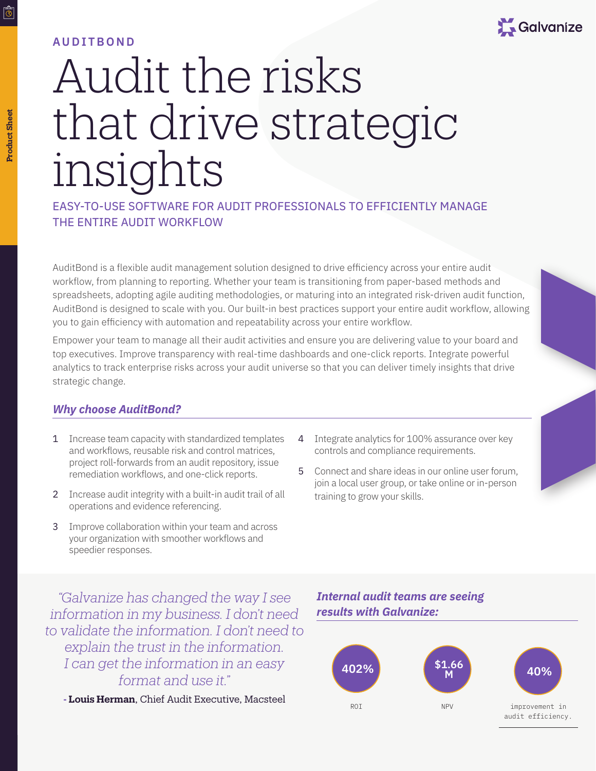AUDITBOND

# Audit the risks that drive strategic insights

## EASY-TO-USE SOFTWARE FOR AUDIT PROFESSIONALS TO EFFICIENTLY MANAGE THE ENTIRE AUDIT WORKFLOW

AuditBond is a flexible audit management solution designed to drive efficiency across your entire audit workflow, from planning to reporting. Whether your team is transitioning from paper-based methods and spreadsheets, adopting agile auditing methodologies, or maturing into an integrated risk-driven audit function, AuditBond is designed to scale with you. Our built-in best practices support your entire audit workflow, allowing you to gain efficiency with automation and repeatability across your entire workflow.

Empower your team to manage all their audit activities and ensure you are delivering value to your board and top executives. Improve transparency with real-time dashboards and one-click reports. Integrate powerful analytics to track enterprise risks across your audit universe so that you can deliver timely insights that drive strategic change.

### *Why choose AuditBond?*

1. Increase team capacity with standardized templates and workflows, reusable risk and control matrices, project roll-forwards from an audit repository, issue remediation workflows, and one-click reports.
2. Increase audit integrity with a built-in audit trail of all operations and evidence referencing.
3. Improve collaboration within your team and across your organization with smoother workflows and speedier responses.
4. Integrate analytics for 100% assurance over key controls and compliance requirements.
5. Connect and share ideas in our online user forum, join a local user group, or take online or in-person training to grow your skills.

*"Galvanize has changed the way I see information in my business. I don't need to validate the information. I don't need to explain the trust in the information. I can get the information in an easy format and use it."*

\- **Louis Herman**, Chief Audit Executive, Macsteel

### *Internal audit teams are seeing results with Galvanize:*

| 402% | $1.66 M | 40% |
|---|---|---|
| ROI | NPV | improvement in audit efficiency. |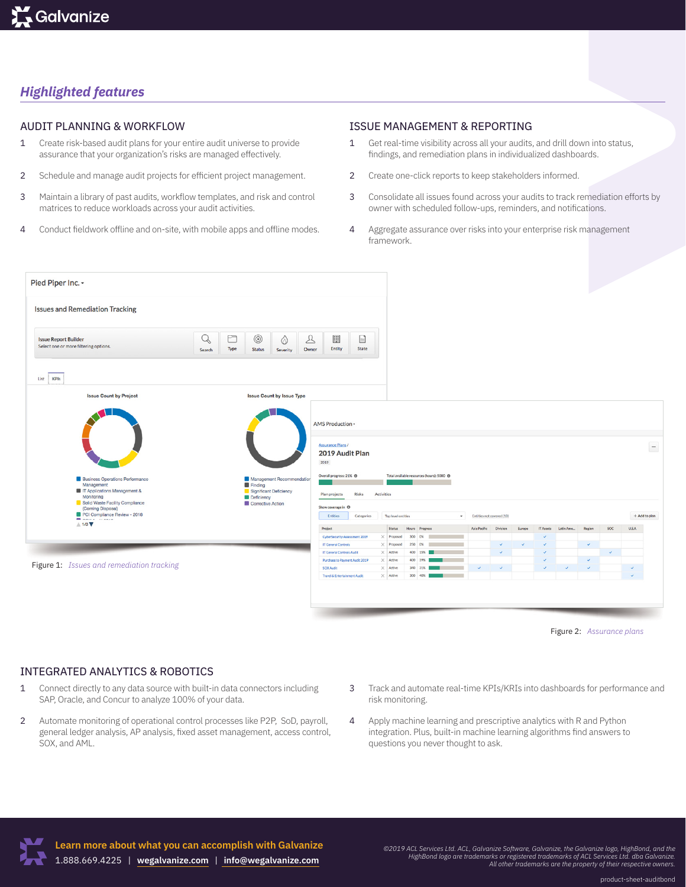## *Highlighted features*

### AUDIT PLANNING & WORKFLOW

1. Create risk-based audit plans for your entire audit universe to provide assurance that your organization's risks are managed effectively.
2. Schedule and manage audit projects for efficient project management.
3. Maintain a library of past audits, workflow templates, and risk and control matrices to reduce workloads across your audit activities.
4. Conduct fieldwork offline and on-site, with mobile apps and offline modes.

### ISSUE MANAGEMENT & REPORTING

1. Get real-time visibility across all your audits, and drill down into status, findings, and remediation plans in individualized dashboards.
2. Create one-click reports to keep stakeholders informed.
3. Consolidate all issues found across your audits to track remediation efforts by owner with scheduled follow-ups, reminders, and notifications.
4. Aggregate assurance over risks into your enterprise risk management framework.

Figure 1: *Issues and remediation tracking*

Figure 2: *Assurance plans*

### INTEGRATED ANALYTICS & ROBOTICS

1. Connect directly to any data source with built-in data connectors including SAP, Oracle, and Concur to analyze 100% of your data.
2. Automate monitoring of operational control processes like P2P, SoD, payroll, general ledger analysis, AP analysis, fixed asset management, access control, SOX, and AML.
3. Track and automate real-time KPIs/KRIs into dashboards for performance and risk monitoring.
4. Apply machine learning and prescriptive analytics with R and Python integration. Plus, built-in machine learning algorithms find answers to questions you never thought to ask.

**Learn more about what you can accomplish with Galvanize**
1.888.669.4225 | **wegalvanize.com** | **info@wegalvanize.com**

*©2019 ACL Services Ltd. ACL, Galvanize Software, Galvanize, the Galvanize logo, HighBond, and the HighBond logo are trademarks or registered trademarks of ACL Services Ltd. dba Galvanize. All other trademarks are the property of their respective owners.*

product-sheet-auditbond